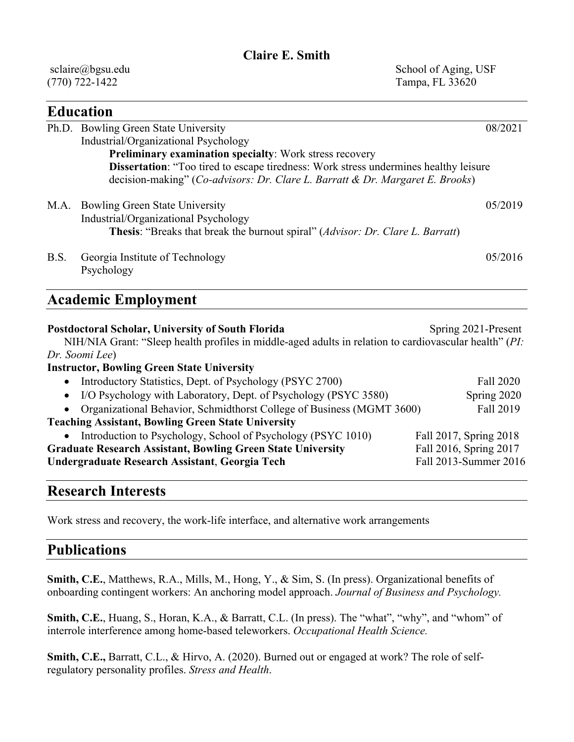# Claire E. Smith

sclaire@bgsu.edu  
(770) 722-1422

School of Aging, USF  
Tampa, FL 33620

## Education

Ph.D. Bowling Green State University — 08/2021  
Industrial/Organizational Psychology  
**Preliminary examination specialty**: Work stress recovery  
**Dissertation**: "Too tired to escape tiredness: Work stress undermines healthy leisure decision-making" (*Co-advisors: Dr. Clare L. Barratt & Dr. Margaret E. Brooks*)

M.A. Bowling Green State University — 05/2019  
Industrial/Organizational Psychology  
**Thesis**: "Breaks that break the burnout spiral" (*Advisor: Dr. Clare L. Barratt*)

B.S. Georgia Institute of Technology — 05/2016  
Psychology

## Academic Employment

**Postdoctoral Scholar, University of South Florida** — Spring 2021-Present  
NIH/NIA Grant: "Sleep health profiles in middle-aged adults in relation to cardiovascular health" (*PI: Dr. Soomi Lee*)

**Instructor, Bowling Green State University**

- Introductory Statistics, Dept. of Psychology (PSYC 2700) — Fall 2020
- I/O Psychology with Laboratory, Dept. of Psychology (PSYC 3580) — Spring 2020
- Organizational Behavior, Schmidthorst College of Business (MGMT 3600) — Fall 2019

**Teaching Assistant, Bowling Green State University**

- Introduction to Psychology, School of Psychology (PSYC 1010) — Fall 2017, Spring 2018

**Graduate Research Assistant, Bowling Green State University** — Fall 2016, Spring 2017

**Undergraduate Research Assistant**, **Georgia Tech** — Fall 2013-Summer 2016

## Research Interests

Work stress and recovery, the work-life interface, and alternative work arrangements

## Publications

**Smith, C.E.**, Matthews, R.A., Mills, M., Hong, Y., & Sim, S. (In press). Organizational benefits of onboarding contingent workers: An anchoring model approach. *Journal of Business and Psychology.*

**Smith, C.E.**, Huang, S., Horan, K.A., & Barratt, C.L. (In press). The "what", "why", and "whom" of interrole interference among home-based teleworkers. *Occupational Health Science.*

**Smith, C.E.,** Barratt, C.L., & Hirvo, A. (2020). Burned out or engaged at work? The role of self-regulatory personality profiles. *Stress and Health*.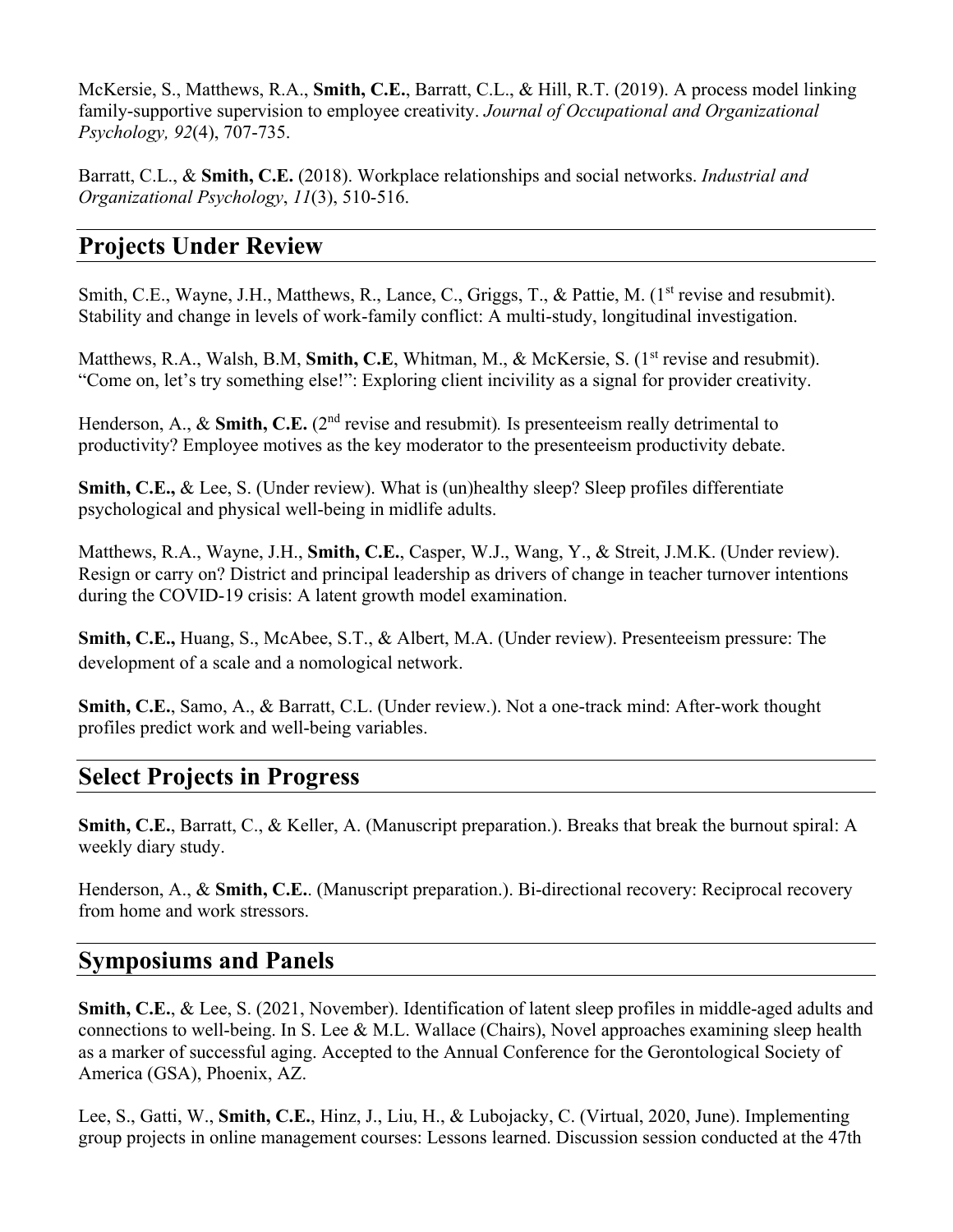McKersie, S., Matthews, R.A., **Smith, C.E.**, Barratt, C.L., & Hill, R.T. (2019). A process model linking family-supportive supervision to employee creativity. *Journal of Occupational and Organizational Psychology, 92*(4), 707-735.

Barratt, C.L., & **Smith, C.E.** (2018). Workplace relationships and social networks. *Industrial and Organizational Psychology*, *11*(3), 510-516.

## Projects Under Review

Smith, C.E., Wayne, J.H., Matthews, R., Lance, C., Griggs, T., & Pattie, M. (1st revise and resubmit). Stability and change in levels of work-family conflict: A multi-study, longitudinal investigation.

Matthews, R.A., Walsh, B.M, **Smith, C.E**, Whitman, M., & McKersie, S. (1st revise and resubmit). "Come on, let's try something else!": Exploring client incivility as a signal for provider creativity.

Henderson, A., & **Smith, C.E.** (2nd revise and resubmit)*.* Is presenteeism really detrimental to productivity? Employee motives as the key moderator to the presenteeism productivity debate.

**Smith, C.E.,** & Lee, S. (Under review). What is (un)healthy sleep? Sleep profiles differentiate psychological and physical well-being in midlife adults.

Matthews, R.A., Wayne, J.H., **Smith, C.E.**, Casper, W.J., Wang, Y., & Streit, J.M.K. (Under review). Resign or carry on? District and principal leadership as drivers of change in teacher turnover intentions during the COVID-19 crisis: A latent growth model examination.

**Smith, C.E.,** Huang, S., McAbee, S.T., & Albert, M.A. (Under review). Presenteeism pressure: The development of a scale and a nomological network.

**Smith, C.E.**, Samo, A., & Barratt, C.L. (Under review.). Not a one-track mind: After-work thought profiles predict work and well-being variables.

## Select Projects in Progress

**Smith, C.E.**, Barratt, C., & Keller, A. (Manuscript preparation.). Breaks that break the burnout spiral: A weekly diary study.

Henderson, A., & **Smith, C.E.**. (Manuscript preparation.). Bi-directional recovery: Reciprocal recovery from home and work stressors.

## Symposiums and Panels

**Smith, C.E.**, & Lee, S. (2021, November). Identification of latent sleep profiles in middle-aged adults and connections to well-being. In S. Lee & M.L. Wallace (Chairs), Novel approaches examining sleep health as a marker of successful aging. Accepted to the Annual Conference for the Gerontological Society of America (GSA), Phoenix, AZ.

Lee, S., Gatti, W., **Smith, C.E.**, Hinz, J., Liu, H., & Lubojacky, C. (Virtual, 2020, June). Implementing group projects in online management courses: Lessons learned. Discussion session conducted at the 47th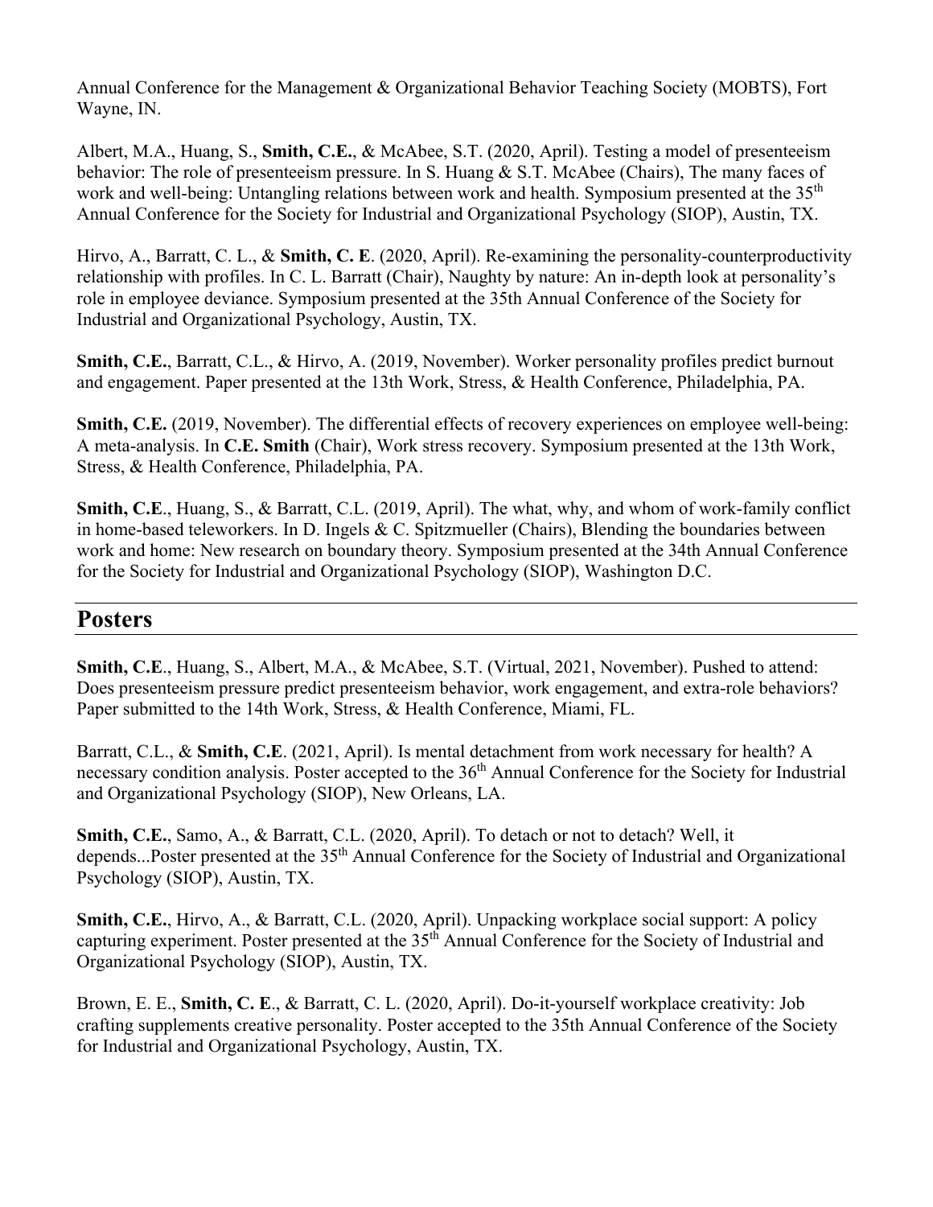Annual Conference for the Management & Organizational Behavior Teaching Society (MOBTS), Fort Wayne, IN.

Albert, M.A., Huang, S., **Smith, C.E.**, & McAbee, S.T. (2020, April). Testing a model of presenteeism behavior: The role of presenteeism pressure. In S. Huang & S.T. McAbee (Chairs), The many faces of work and well-being: Untangling relations between work and health. Symposium presented at the 35th Annual Conference for the Society for Industrial and Organizational Psychology (SIOP), Austin, TX.

Hirvo, A., Barratt, C. L., & **Smith, C. E**. (2020, April). Re-examining the personality-counterproductivity relationship with profiles. In C. L. Barratt (Chair), Naughty by nature: An in-depth look at personality's role in employee deviance. Symposium presented at the 35th Annual Conference of the Society for Industrial and Organizational Psychology, Austin, TX.

**Smith, C.E.**, Barratt, C.L., & Hirvo, A. (2019, November). Worker personality profiles predict burnout and engagement. Paper presented at the 13th Work, Stress, & Health Conference, Philadelphia, PA.

**Smith, C.E.** (2019, November). The differential effects of recovery experiences on employee well-being: A meta-analysis. In **C.E. Smith** (Chair), Work stress recovery. Symposium presented at the 13th Work, Stress, & Health Conference, Philadelphia, PA.

**Smith, C.E**., Huang, S., & Barratt, C.L. (2019, April). The what, why, and whom of work-family conflict in home-based teleworkers. In D. Ingels & C. Spitzmueller (Chairs), Blending the boundaries between work and home: New research on boundary theory. Symposium presented at the 34th Annual Conference for the Society for Industrial and Organizational Psychology (SIOP), Washington D.C.

## Posters

**Smith, C.E**., Huang, S., Albert, M.A., & McAbee, S.T. (Virtual, 2021, November). Pushed to attend: Does presenteeism pressure predict presenteeism behavior, work engagement, and extra-role behaviors? Paper submitted to the 14th Work, Stress, & Health Conference, Miami, FL.

Barratt, C.L., & **Smith, C.E**. (2021, April). Is mental detachment from work necessary for health? A necessary condition analysis. Poster accepted to the 36th Annual Conference for the Society for Industrial and Organizational Psychology (SIOP), New Orleans, LA.

**Smith, C.E.**, Samo, A., & Barratt, C.L. (2020, April). To detach or not to detach? Well, it depends...Poster presented at the 35th Annual Conference for the Society of Industrial and Organizational Psychology (SIOP), Austin, TX.

**Smith, C.E.**, Hirvo, A., & Barratt, C.L. (2020, April). Unpacking workplace social support: A policy capturing experiment. Poster presented at the 35th Annual Conference for the Society of Industrial and Organizational Psychology (SIOP), Austin, TX.

Brown, E. E., **Smith, C. E**., & Barratt, C. L. (2020, April). Do-it-yourself workplace creativity: Job crafting supplements creative personality. Poster accepted to the 35th Annual Conference of the Society for Industrial and Organizational Psychology, Austin, TX.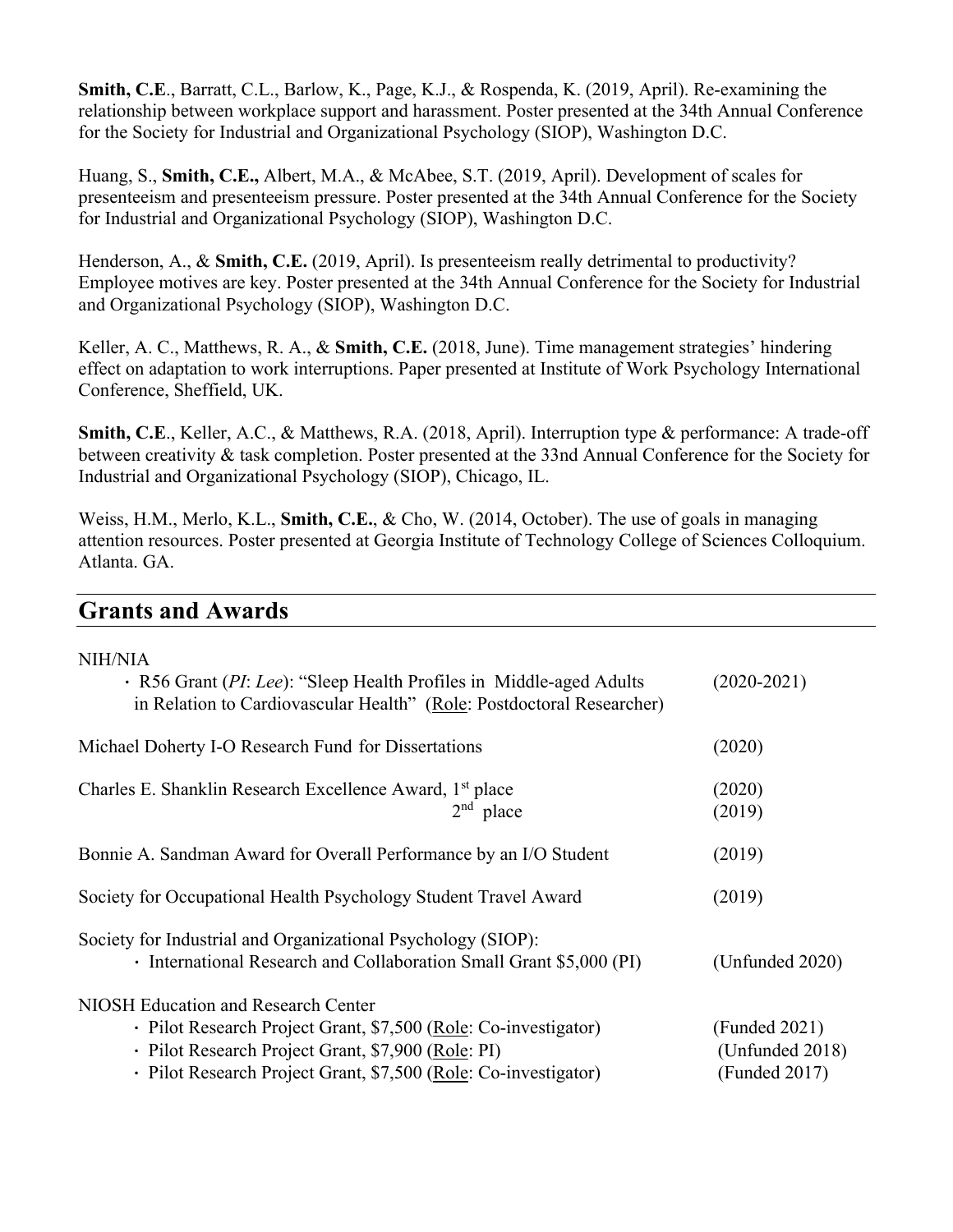**Smith, C.E**., Barratt, C.L., Barlow, K., Page, K.J., & Rospenda, K. (2019, April). Re-examining the relationship between workplace support and harassment. Poster presented at the 34th Annual Conference for the Society for Industrial and Organizational Psychology (SIOP), Washington D.C.

Huang, S., **Smith, C.E.,** Albert, M.A., & McAbee, S.T. (2019, April). Development of scales for presenteeism and presenteeism pressure. Poster presented at the 34th Annual Conference for the Society for Industrial and Organizational Psychology (SIOP), Washington D.C.

Henderson, A., & **Smith, C.E.** (2019, April). Is presenteeism really detrimental to productivity? Employee motives are key. Poster presented at the 34th Annual Conference for the Society for Industrial and Organizational Psychology (SIOP), Washington D.C.

Keller, A. C., Matthews, R. A., & **Smith, C.E.** (2018, June). Time management strategies' hindering effect on adaptation to work interruptions. Paper presented at Institute of Work Psychology International Conference, Sheffield, UK.

**Smith, C.E**., Keller, A.C., & Matthews, R.A. (2018, April). Interruption type & performance: A trade-off between creativity & task completion. Poster presented at the 33nd Annual Conference for the Society for Industrial and Organizational Psychology (SIOP), Chicago, IL.

Weiss, H.M., Merlo, K.L., **Smith, C.E.**, & Cho, W. (2014, October). The use of goals in managing attention resources. Poster presented at Georgia Institute of Technology College of Sciences Colloquium. Atlanta. GA.

## Grants and Awards

NIH/NIA
- R56 Grant (*PI*: *Lee*): "Sleep Health Profiles in Middle-aged Adults in Relation to Cardiovascular Health" (Role: Postdoctoral Researcher) (2020-2021)

Michael Doherty I-O Research Fund for Dissertations (2020)

Charles E. Shanklin Research Excellence Award, 1st place (2020)
2nd place (2019)

Bonnie A. Sandman Award for Overall Performance by an I/O Student (2019)

Society for Occupational Health Psychology Student Travel Award (2019)

Society for Industrial and Organizational Psychology (SIOP):
- International Research and Collaboration Small Grant $5,000 (PI) (Unfunded 2020)

NIOSH Education and Research Center
- Pilot Research Project Grant, $7,500 (Role: Co-investigator) (Funded 2021)
- Pilot Research Project Grant, $7,900 (Role: PI) (Unfunded 2018)
- Pilot Research Project Grant, $7,500 (Role: Co-investigator) (Funded 2017)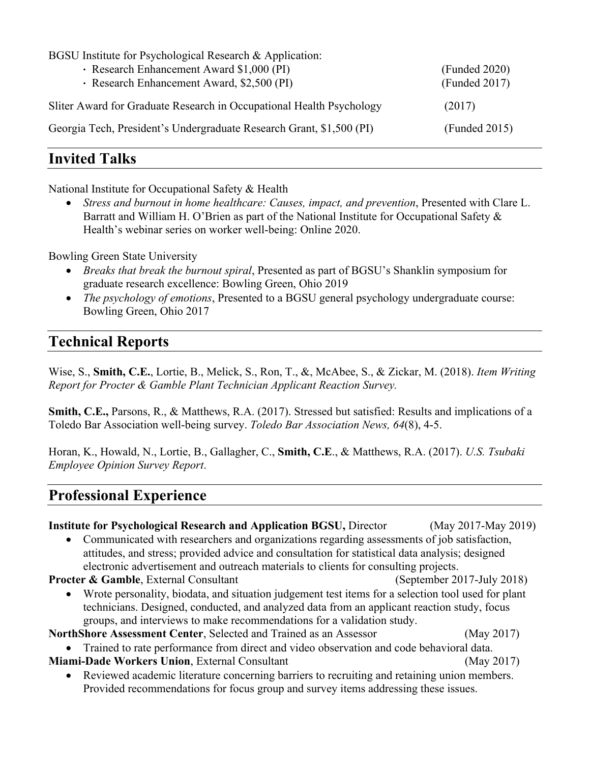BGSU Institute for Psychological Research & Application:

- Research Enhancement Award $1,000 (PI) (Funded 2020)
- Research Enhancement Award, $2,500 (PI) (Funded 2017)

Sliter Award for Graduate Research in Occupational Health Psychology (2017)

Georgia Tech, President's Undergraduate Research Grant, $1,500 (PI) (Funded 2015)

## Invited Talks

National Institute for Occupational Safety & Health

- *Stress and burnout in home healthcare: Causes, impact, and prevention*, Presented with Clare L. Barratt and William H. O'Brien as part of the National Institute for Occupational Safety & Health's webinar series on worker well-being: Online 2020.

Bowling Green State University

- *Breaks that break the burnout spiral*, Presented as part of BGSU's Shanklin symposium for graduate research excellence: Bowling Green, Ohio 2019
- *The psychology of emotions*, Presented to a BGSU general psychology undergraduate course: Bowling Green, Ohio 2017

## Technical Reports

Wise, S., **Smith, C.E.**, Lortie, B., Melick, S., Ron, T., &, McAbee, S., & Zickar, M. (2018). *Item Writing Report for Procter & Gamble Plant Technician Applicant Reaction Survey.*

**Smith, C.E.,** Parsons, R., & Matthews, R.A. (2017). Stressed but satisfied: Results and implications of a Toledo Bar Association well-being survey. *Toledo Bar Association News, 64*(8), 4-5.

Horan, K., Howald, N., Lortie, B., Gallagher, C., **Smith, C.E**., & Matthews, R.A. (2017). *U.S. Tsubaki Employee Opinion Survey Report*.

## Professional Experience

**Institute for Psychological Research and Application BGSU,** Director (May 2017-May 2019)

- Communicated with researchers and organizations regarding assessments of job satisfaction, attitudes, and stress; provided advice and consultation for statistical data analysis; designed electronic advertisement and outreach materials to clients for consulting projects.

**Procter & Gamble**, External Consultant (September 2017-July 2018)

- Wrote personality, biodata, and situation judgement test items for a selection tool used for plant technicians. Designed, conducted, and analyzed data from an applicant reaction study, focus groups, and interviews to make recommendations for a validation study.

**NorthShore Assessment Center**, Selected and Trained as an Assessor (May 2017)

- Trained to rate performance from direct and video observation and code behavioral data.

**Miami-Dade Workers Union**, External Consultant (May 2017)

- Reviewed academic literature concerning barriers to recruiting and retaining union members. Provided recommendations for focus group and survey items addressing these issues.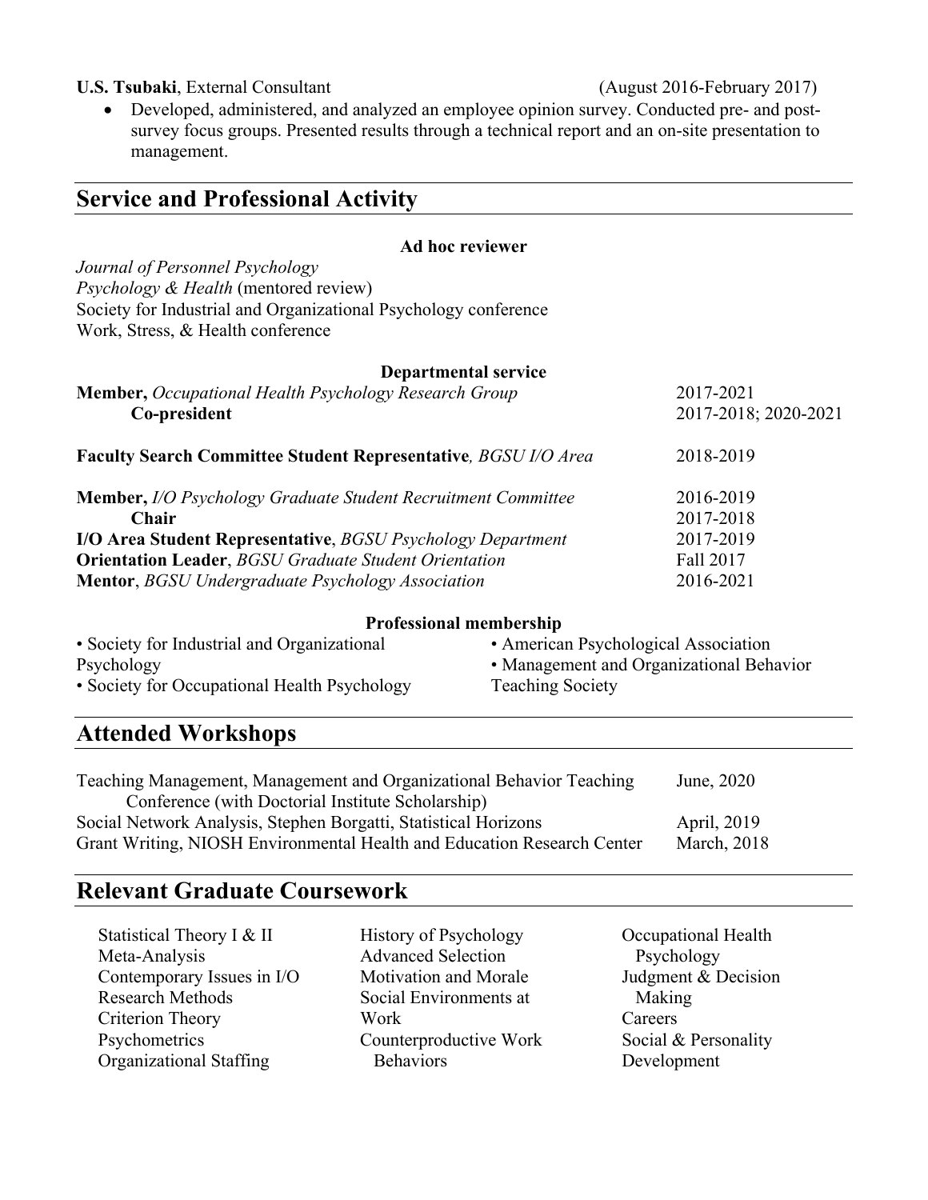**U.S. Tsubaki**, External Consultant (August 2016-February 2017)

- Developed, administered, and analyzed an employee opinion survey. Conducted pre- and post-survey focus groups. Presented results through a technical report and an on-site presentation to management.

## Service and Professional Activity

**Ad hoc reviewer**

*Journal of Personnel Psychology*
*Psychology & Health* (mentored review)
Society for Industrial and Organizational Psychology conference
Work, Stress, & Health conference

**Departmental service**

**Member,** *Occupational Health Psychology Research Group* 2017-2021
  **Co-president** 2017-2018; 2020-2021

**Faculty Search Committee Student Representative***, BGSU I/O Area* 2018-2019

**Member,** *I/O Psychology Graduate Student Recruitment Committee* 2016-2019
  **Chair** 2017-2018
**I/O Area Student Representative**, *BGSU Psychology Department* 2017-2019
**Orientation Leader**, *BGSU Graduate Student Orientation* Fall 2017
**Mentor**, *BGSU Undergraduate Psychology Association* 2016-2021

**Professional membership**

- Society for Industrial and Organizational Psychology
- Society for Occupational Health Psychology
- American Psychological Association
- Management and Organizational Behavior Teaching Society

## Attended Workshops

Teaching Management, Management and Organizational Behavior Teaching Conference (with Doctorial Institute Scholarship) June, 2020
Social Network Analysis, Stephen Borgatti, Statistical Horizons April, 2019
Grant Writing, NIOSH Environmental Health and Education Research Center March, 2018

## Relevant Graduate Coursework

Statistical Theory I & II
Meta-Analysis
Contemporary Issues in I/O
Research Methods
Criterion Theory
Psychometrics
Organizational Staffing
History of Psychology
Advanced Selection
Motivation and Morale
Social Environments at Work
Counterproductive Work Behaviors
Occupational Health Psychology
Judgment & Decision Making
Careers
Social & Personality Development